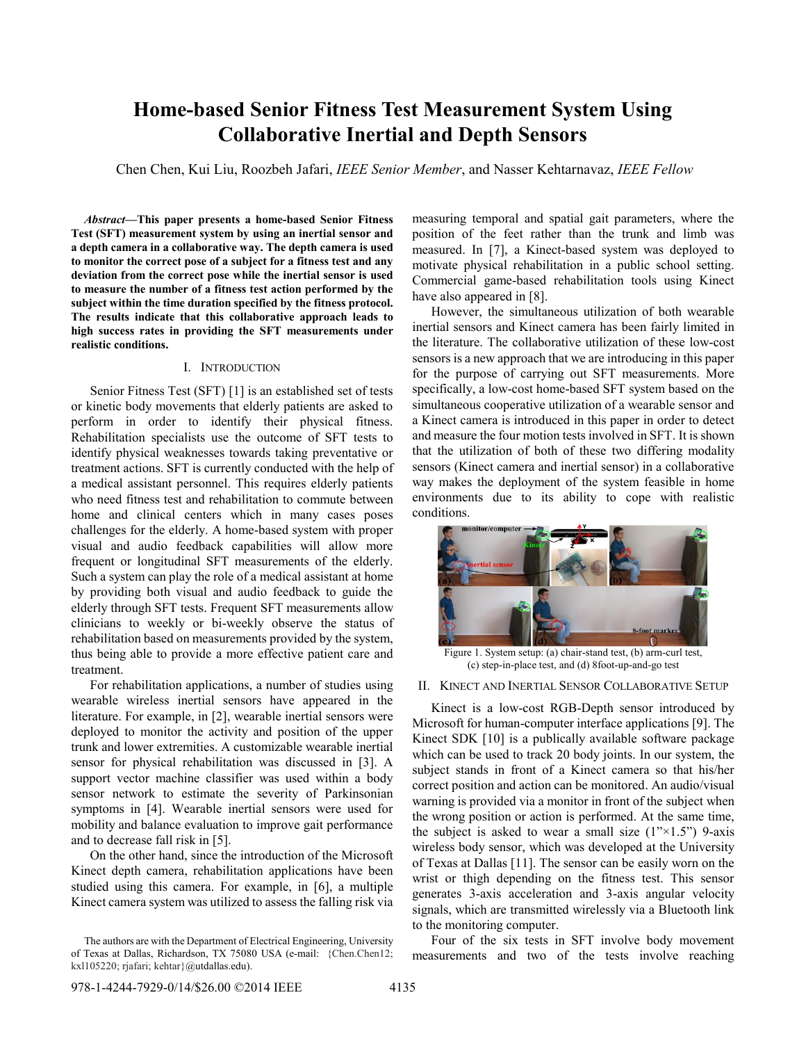# Home-based Senior Fitness Test Measurement System Using Collaborative Inertial and Depth Sensors

Chen Chen, Kui Liu, Roozbeh Jafari, *IEEE Senior Member*, and Nasser Kehtarnavaz, *IEEE Fellow*

***Abstract*—This paper presents a home-based Senior Fitness Test (SFT) measurement system by using an inertial sensor and a depth camera in a collaborative way. The depth camera is used to monitor the correct pose of a subject for a fitness test and any deviation from the correct pose while the inertial sensor is used to measure the number of a fitness test action performed by the subject within the time duration specified by the fitness protocol. The results indicate that this collaborative approach leads to high success rates in providing the SFT measurements under realistic conditions.**

## I. Introduction

Senior Fitness Test (SFT) [1] is an established set of tests or kinetic body movements that elderly patients are asked to perform in order to identify their physical fitness. Rehabilitation specialists use the outcome of SFT tests to identify physical weaknesses towards taking preventative or treatment actions. SFT is currently conducted with the help of a medical assistant personnel. This requires elderly patients who need fitness test and rehabilitation to commute between home and clinical centers which in many cases poses challenges for the elderly. A home-based system with proper visual and audio feedback capabilities will allow more frequent or longitudinal SFT measurements of the elderly. Such a system can play the role of a medical assistant at home by providing both visual and audio feedback to guide the elderly through SFT tests. Frequent SFT measurements allow clinicians to weekly or bi-weekly observe the status of rehabilitation based on measurements provided by the system, thus being able to provide a more effective patient care and treatment.

For rehabilitation applications, a number of studies using wearable wireless inertial sensors have appeared in the literature. For example, in [2], wearable inertial sensors were deployed to monitor the activity and position of the upper trunk and lower extremities. A customizable wearable inertial sensor for physical rehabilitation was discussed in [3]. A support vector machine classifier was used within a body sensor network to estimate the severity of Parkinsonian symptoms in [4]. Wearable inertial sensors were used for mobility and balance evaluation to improve gait performance and to decrease fall risk in [5].

On the other hand, since the introduction of the Microsoft Kinect depth camera, rehabilitation applications have been studied using this camera. For example, in [6], a multiple Kinect camera system was utilized to assess the falling risk via measuring temporal and spatial gait parameters, where the position of the feet rather than the trunk and limb was measured. In [7], a Kinect-based system was deployed to motivate physical rehabilitation in a public school setting. Commercial game-based rehabilitation tools using Kinect have also appeared in [8].

However, the simultaneous utilization of both wearable inertial sensors and Kinect camera has been fairly limited in the literature. The collaborative utilization of these low-cost sensors is a new approach that we are introducing in this paper for the purpose of carrying out SFT measurements. More specifically, a low-cost home-based SFT system based on the simultaneous cooperative utilization of a wearable sensor and a Kinect camera is introduced in this paper in order to detect and measure the four motion tests involved in SFT. It is shown that the utilization of both of these two differing modality sensors (Kinect camera and inertial sensor) in a collaborative way makes the deployment of the system feasible in home environments due to its ability to cope with realistic conditions.

monitor/computer
Kinect
inertial sensor
8-foot marker

Figure 1. System setup: (a) chair-stand test, (b) arm-curl test, (c) step-in-place test, and (d) 8foot-up-and-go test

## II. Kinect and Inertial Sensor Collaborative Setup

Kinect is a low-cost RGB-Depth sensor introduced by Microsoft for human-computer interface applications [9]. The Kinect SDK [10] is a publically available software package which can be used to track 20 body joints. In our system, the subject stands in front of a Kinect camera so that his/her correct position and action can be monitored. An audio/visual warning is provided via a monitor in front of the subject when the wrong position or action is performed. At the same time, the subject is asked to wear a small size (1”×1.5”) 9-axis wireless body sensor, which was developed at the University of Texas at Dallas [11]. The sensor can be easily worn on the wrist or thigh depending on the fitness test. This sensor generates 3-axis acceleration and 3-axis angular velocity signals, which are transmitted wirelessly via a Bluetooth link to the monitoring computer.

Four of the six tests in SFT involve body movement measurements and two of the tests involve reaching

The authors are with the Department of Electrical Engineering, University of Texas at Dallas, Richardson, TX 75080 USA (e-mail: {Chen.Chen12; kxl105220; rjafari; kehtar}@utdallas.edu).

978-1-4244-7929-0/14/$26.00 ©2014 IEEE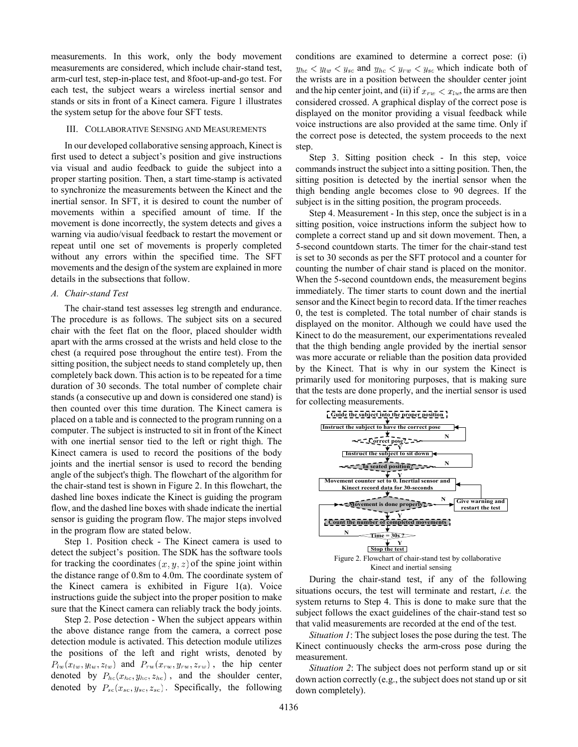measurements. In this work, only the body movement measurements are considered, which include chair-stand test, arm-curl test, step-in-place test, and 8foot-up-and-go test. For each test, the subject wears a wireless inertial sensor and stands or sits in front of a Kinect camera. Figure 1 illustrates the system setup for the above four SFT tests.

## III. Collaborative Sensing and Measurements

In our developed collaborative sensing approach, Kinect is first used to detect a subject's position and give instructions via visual and audio feedback to guide the subject into a proper starting position. Then, a start time-stamp is activated to synchronize the measurements between the Kinect and the inertial sensor. In SFT, it is desired to count the number of movements within a specified amount of time. If the movement is done incorrectly, the system detects and gives a warning via audio/visual feedback to restart the movement or repeat until one set of movements is properly completed without any errors within the specified time. The SFT movements and the design of the system are explained in more details in the subsections that follow.

### A. Chair-stand Test

The chair-stand test assesses leg strength and endurance. The procedure is as follows. The subject sits on a secured chair with the feet flat on the floor, placed shoulder width apart with the arms crossed at the wrists and held close to the chest (a required pose throughout the entire test). From the sitting position, the subject needs to stand completely up, then completely back down. This action is to be repeated for a time duration of 30 seconds. The total number of complete chair stands (a consecutive up and down is considered one stand) is then counted over this time duration. The Kinect camera is placed on a table and is connected to the program running on a computer. The subject is instructed to sit in front of the Kinect with one inertial sensor tied to the left or right thigh. The Kinect camera is used to record the positions of the body joints and the inertial sensor is used to record the bending angle of the subject's thigh. The flowchart of the algorithm for the chair-stand test is shown in Figure 2. In this flowchart, the dashed line boxes indicate the Kinect is guiding the program flow, and the dashed line boxes with shade indicate the inertial sensor is guiding the program flow. The major steps involved in the program flow are stated below.

Step 1. Position check - The Kinect camera is used to detect the subject's position. The SDK has the software tools for tracking the coordinates $(x, y, z)$ of the spine joint within the distance range of 0.8m to 4.0m. The coordinate system of the Kinect camera is exhibited in Figure 1(a). Voice instructions guide the subject into the proper position to make sure that the Kinect camera can reliably track the body joints.

Step 2. Pose detection - When the subject appears within the above distance range from the camera, a correct pose detection module is activated. This detection module utilizes the positions of the left and right wrists, denoted by $P_{lw}(x_{lw}, y_{lw}, z_{lw})$ and $P_{rw}(x_{rw}, y_{rw}, z_{rw})$, the hip center denoted by $P_{hc}(x_{hc}, y_{hc}, z_{hc})$, and the shoulder center, denoted by $P_{sc}(x_{sc}, y_{sc}, z_{sc})$. Specifically, the following conditions are examined to determine a correct pose: (i) $y_{hc} < y_{lw} < y_{sc}$ and $y_{hc} < y_{rw} < y_{sc}$ which indicate both of the wrists are in a position between the shoulder center joint and the hip center joint, and (ii) if $x_{rw} < x_{lw}$, the arms are then considered crossed. A graphical display of the correct pose is displayed on the monitor providing a visual feedback while voice instructions are also provided at the same time. Only if the correct pose is detected, the system proceeds to the next step.

Step 3. Sitting position check - In this step, voice commands instruct the subject into a sitting position. Then, the sitting position is detected by the inertial sensor when the thigh bending angle becomes close to 90 degrees. If the subject is in the sitting position, the program proceeds.

Step 4. Measurement - In this step, once the subject is in a sitting position, voice instructions inform the subject how to complete a correct stand up and sit down movement. Then, a 5-second countdown starts. The timer for the chair-stand test is set to 30 seconds as per the SFT protocol and a counter for counting the number of chair stand is placed on the monitor. When the 5-second countdown ends, the measurement begins immediately. The timer starts to count down and the inertial sensor and the Kinect begin to record data. If the timer reaches 0, the test is completed. The total number of chair stands is displayed on the monitor. Although we could have used the Kinect to do the measurement, our experimentations revealed that the thigh bending angle provided by the inertial sensor was more accurate or reliable than the position data provided by the Kinect. That is why in our system the Kinect is primarily used for monitoring purposes, that is making sure that the tests are done properly, and the inertial sensor is used for collecting measurements.

Figure 2. Flowchart of chair-stand test by collaborative Kinect and inertial sensing

During the chair-stand test, if any of the following situations occurs, the test will terminate and restart, *i.e.* the system returns to Step 4. This is done to make sure that the subject follows the exact guidelines of the chair-stand test so that valid measurements are recorded at the end of the test.

*Situation 1*: The subject loses the pose during the test. The Kinect continuously checks the arm-cross pose during the measurement.

*Situation 2*: The subject does not perform stand up or sit down action correctly (e.g., the subject does not stand up or sit down completely).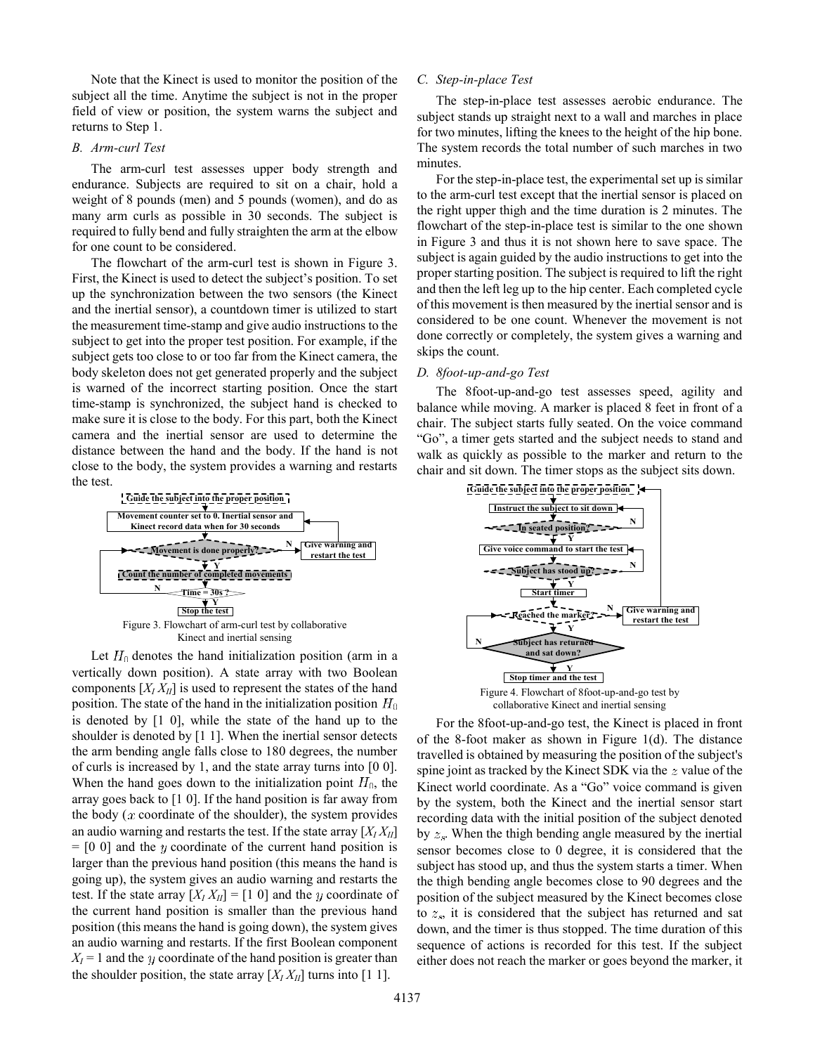Note that the Kinect is used to monitor the position of the subject all the time. Anytime the subject is not in the proper field of view or position, the system warns the subject and returns to Step 1.

### *B. Arm-curl Test*

The arm-curl test assesses upper body strength and endurance. Subjects are required to sit on a chair, hold a weight of 8 pounds (men) and 5 pounds (women), and do as many arm curls as possible in 30 seconds. The subject is required to fully bend and fully straighten the arm at the elbow for one count to be considered.

The flowchart of the arm-curl test is shown in Figure 3. First, the Kinect is used to detect the subject's position. To set up the synchronization between the two sensors (the Kinect and the inertial sensor), a countdown timer is utilized to start the measurement time-stamp and give audio instructions to the subject to get into the proper test position. For example, if the subject gets too close to or too far from the Kinect camera, the body skeleton does not get generated properly and the subject is warned of the incorrect starting position. Once the start time-stamp is synchronized, the subject hand is checked to make sure it is close to the body. For this part, both the Kinect camera and the inertial sensor are used to determine the distance between the hand and the body. If the hand is not close to the body, the system provides a warning and restarts the test.

Figure 3. Flowchart of arm-curl test by collaborative Kinect and inertial sensing

Let $H_0$ denotes the hand initialization position (arm in a vertically down position). A state array with two Boolean components $[X_I\, X_{II}]$ is used to represent the states of the hand position. The state of the hand in the initialization position $H_0$ is denoted by [1 0], while the state of the hand up to the shoulder is denoted by [1 1]. When the inertial sensor detects the arm bending angle falls close to 180 degrees, the number of curls is increased by 1, and the state array turns into [0 0]. When the hand goes down to the initialization point $H_0$, the array goes back to [1 0]. If the hand position is far away from the body ($x$ coordinate of the shoulder), the system provides an audio warning and restarts the test. If the state array $[X_I\, X_{II}]$ = [0 0] and the $y$ coordinate of the current hand position is larger than the previous hand position (this means the hand is going up), the system gives an audio warning and restarts the test. If the state array $[X_I\, X_{II}]$ = [1 0] and the $y$ coordinate of the current hand position is smaller than the previous hand position (this means the hand is going down), the system gives an audio warning and restarts. If the first Boolean component $X_I = 1$ and the $y$ coordinate of the hand position is greater than the shoulder position, the state array $[X_I\, X_{II}]$ turns into [1 1].

### *C. Step-in-place Test*

The step-in-place test assesses aerobic endurance. The subject stands up straight next to a wall and marches in place for two minutes, lifting the knees to the height of the hip bone. The system records the total number of such marches in two minutes.

For the step-in-place test, the experimental set up is similar to the arm-curl test except that the inertial sensor is placed on the right upper thigh and the time duration is 2 minutes. The flowchart of the step-in-place test is similar to the one shown in Figure 3 and thus it is not shown here to save space. The subject is again guided by the audio instructions to get into the proper starting position. The subject is required to lift the right and then the left leg up to the hip center. Each completed cycle of this movement is then measured by the inertial sensor and is considered to be one count. Whenever the movement is not done correctly or completely, the system gives a warning and skips the count.

### *D. 8foot-up-and-go Test*

The 8foot-up-and-go test assesses speed, agility and balance while moving. A marker is placed 8 feet in front of a chair. The subject starts fully seated. On the voice command "Go", a timer gets started and the subject needs to stand and walk as quickly as possible to the marker and return to the chair and sit down. The timer stops as the subject sits down.

Figure 4. Flowchart of 8foot-up-and-go test by collaborative Kinect and inertial sensing

For the 8foot-up-and-go test, the Kinect is placed in front of the 8-foot maker as shown in Figure 1(d). The distance travelled is obtained by measuring the position of the subject's spine joint as tracked by the Kinect SDK via the $z$ value of the Kinect world coordinate. As a "Go" voice command is given by the system, both the Kinect and the inertial sensor start recording data with the initial position of the subject denoted by $z_s$. When the thigh bending angle measured by the inertial sensor becomes close to 0 degree, it is considered that the subject has stood up, and thus the system starts a timer. When the thigh bending angle becomes close to 90 degrees and the position of the subject measured by the Kinect becomes close to $z_s$, it is considered that the subject has returned and sat down, and the timer is thus stopped. The time duration of this sequence of actions is recorded for this test. If the subject either does not reach the marker or goes beyond the marker, it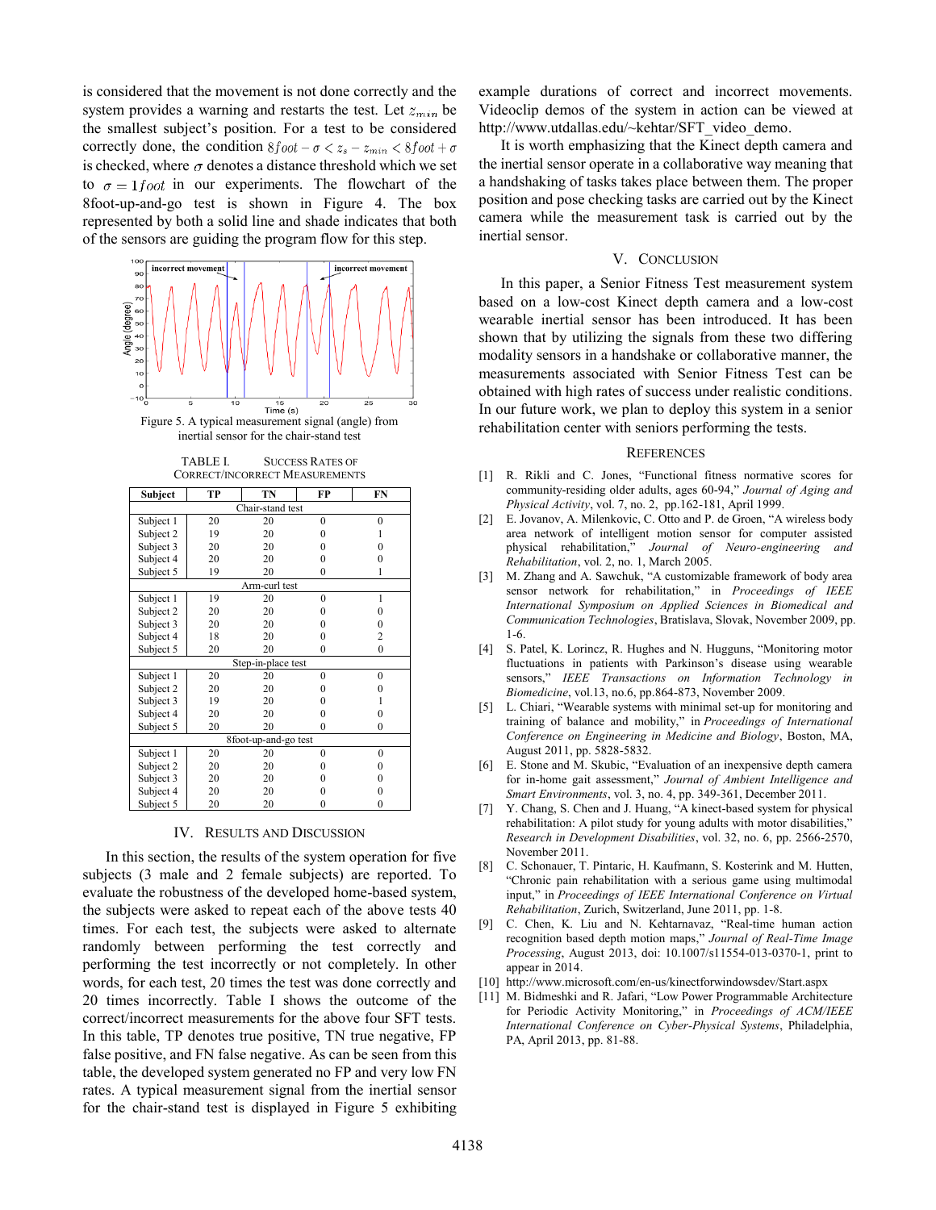is considered that the movement is not done correctly and the system provides a warning and restarts the test. Let $z_{min}$ be the smallest subject's position. For a test to be considered correctly done, the condition $8foot - \sigma < z_s - z_{min} < 8foot + \sigma$ is checked, where $\sigma$ denotes a distance threshold which we set to $\sigma = 1foot$ in our experiments. The flowchart of the 8foot-up-and-go test is shown in Figure 4. The box represented by both a solid line and shade indicates that both of the sensors are guiding the program flow for this step.

incorrect movement
incorrect movement
Angle (degree)
Time (s)
100
90
80
70
60
50
40
30
20
10
0
−10
0
5
10
15
20
25
30

Figure 5. A typical measurement signal (angle) from inertial sensor for the chair-stand test

TABLE I. SUCCESS RATES OF CORRECT/INCORRECT MEASUREMENTS

| Subject | TP | TN | FP | FN |
|---|---|---|---|---|
| Chair-stand test | | | | |
| Subject 1 | 20 | 20 | 0 | 0 |
| Subject 2 | 19 | 20 | 0 | 1 |
| Subject 3 | 20 | 20 | 0 | 0 |
| Subject 4 | 20 | 20 | 0 | 0 |
| Subject 5 | 19 | 20 | 0 | 1 |
| Arm-curl test | | | | |
| Subject 1 | 19 | 20 | 0 | 1 |
| Subject 2 | 20 | 20 | 0 | 0 |
| Subject 3 | 20 | 20 | 0 | 0 |
| Subject 4 | 18 | 20 | 0 | 2 |
| Subject 5 | 20 | 20 | 0 | 0 |
| Step-in-place test | | | | |
| Subject 1 | 20 | 20 | 0 | 0 |
| Subject 2 | 20 | 20 | 0 | 0 |
| Subject 3 | 19 | 20 | 0 | 1 |
| Subject 4 | 20 | 20 | 0 | 0 |
| Subject 5 | 20 | 20 | 0 | 0 |
| 8foot-up-and-go test | | | | |
| Subject 1 | 20 | 20 | 0 | 0 |
| Subject 2 | 20 | 20 | 0 | 0 |
| Subject 3 | 20 | 20 | 0 | 0 |
| Subject 4 | 20 | 20 | 0 | 0 |
| Subject 5 | 20 | 20 | 0 | 0 |

## IV. RESULTS AND DISCUSSION

In this section, the results of the system operation for five subjects (3 male and 2 female subjects) are reported. To evaluate the robustness of the developed home-based system, the subjects were asked to repeat each of the above tests 40 times. For each test, the subjects were asked to alternate randomly between performing the test correctly and performing the test incorrectly or not completely. In other words, for each test, 20 times the test was done correctly and 20 times incorrectly. Table I shows the outcome of the correct/incorrect measurements for the above four SFT tests. In this table, TP denotes true positive, TN true negative, FP false positive, and FN false negative. As can be seen from this table, the developed system generated no FP and very low FN rates. A typical measurement signal from the inertial sensor for the chair-stand test is displayed in Figure 5 exhibiting example durations of correct and incorrect movements. Videoclip demos of the system in action can be viewed at http://www.utdallas.edu/~kehtar/SFT_video_demo.

It is worth emphasizing that the Kinect depth camera and the inertial sensor operate in a collaborative way meaning that a handshaking of tasks takes place between them. The proper position and pose checking tasks are carried out by the Kinect camera while the measurement task is carried out by the inertial sensor.

## V. CONCLUSION

In this paper, a Senior Fitness Test measurement system based on a low-cost Kinect depth camera and a low-cost wearable inertial sensor has been introduced. It has been shown that by utilizing the signals from these two differing modality sensors in a handshake or collaborative manner, the measurements associated with Senior Fitness Test can be obtained with high rates of success under realistic conditions. In our future work, we plan to deploy this system in a senior rehabilitation center with seniors performing the tests.

## REFERENCES

[1] R. Rikli and C. Jones, "Functional fitness normative scores for community-residing older adults, ages 60-94," *Journal of Aging and Physical Activity*, vol. 7, no. 2, pp.162-181, April 1999.

[2] E. Jovanov, A. Milenkovic, C. Otto and P. de Groen, "A wireless body area network of intelligent motion sensor for computer assisted physical rehabilitation," *Journal of Neuro-engineering and Rehabilitation*, vol. 2, no. 1, March 2005.

[3] M. Zhang and A. Sawchuk, "A customizable framework of body area sensor network for rehabilitation," in *Proceedings of IEEE International Symposium on Applied Sciences in Biomedical and Communication Technologies*, Bratislava, Slovak, November 2009, pp. 1-6.

[4] S. Patel, K. Lorincz, R. Hughes and N. Hugguns, "Monitoring motor fluctuations in patients with Parkinson's disease using wearable sensors," *IEEE Transactions on Information Technology in Biomedicine*, vol.13, no.6, pp.864-873, November 2009.

[5] L. Chiari, "Wearable systems with minimal set-up for monitoring and training of balance and mobility," in *Proceedings of International Conference on Engineering in Medicine and Biology*, Boston, MA, August 2011, pp. 5828-5832.

[6] E. Stone and M. Skubic, "Evaluation of an inexpensive depth camera for in-home gait assessment," *Journal of Ambient Intelligence and Smart Environments*, vol. 3, no. 4, pp. 349-361, December 2011.

[7] Y. Chang, S. Chen and J. Huang, "A kinect-based system for physical rehabilitation: A pilot study for young adults with motor disabilities," *Research in Development Disabilities*, vol. 32, no. 6, pp. 2566-2570, November 2011.

[8] C. Schonauer, T. Pintaric, H. Kaufmann, S. Kosterink and M. Hutten, "Chronic pain rehabilitation with a serious game using multimodal input," in *Proceedings of IEEE International Conference on Virtual Rehabilitation*, Zurich, Switzerland, June 2011, pp. 1-8.

[9] C. Chen, K. Liu and N. Kehtarnavaz, "Real-time human action recognition based depth motion maps," *Journal of Real-Time Image Processing*, August 2013, doi: 10.1007/s11554-013-0370-1, print to appear in 2014.

[10] http://www.microsoft.com/en-us/kinectforwindowsdev/Start.aspx

[11] M. Bidmeshki and R. Jafari, "Low Power Programmable Architecture for Periodic Activity Monitoring," in *Proceedings of ACM/IEEE International Conference on Cyber-Physical Systems*, Philadelphia, PA, April 2013, pp. 81-88.